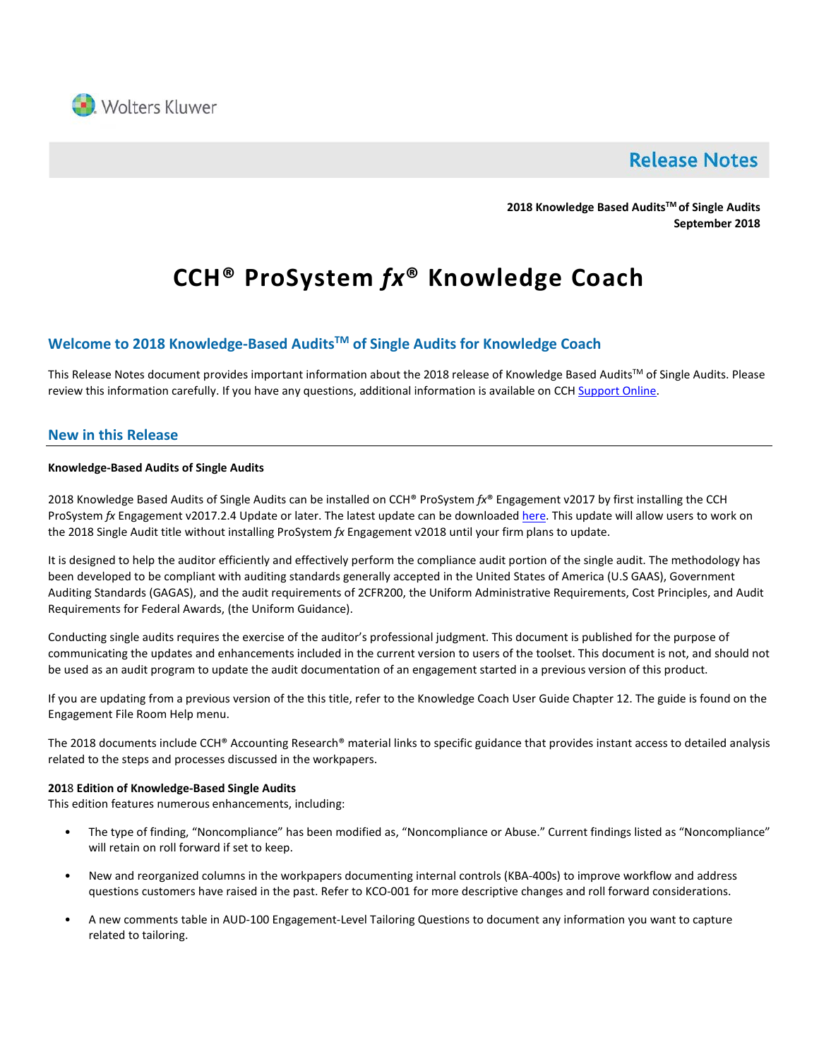Wolters Kluwer

# Release Notes

**2018 Knowledge Based Audits™ of Single Audits**
**September 2018**

# CCH® ProSystem *fx*® Knowledge Coach

## Welcome to 2018 Knowledge-Based Audits™ of Single Audits for Knowledge Coach

This Release Notes document provides important information about the 2018 release of Knowledge Based Audits™ of Single Audits. Please review this information carefully. If you have any questions, additional information is available on CCH Support Online.

## New in this Release

**Knowledge-Based Audits of Single Audits**

2018 Knowledge Based Audits of Single Audits can be installed on CCH® ProSystem *fx*® Engagement v2017 by first installing the CCH ProSystem *fx* Engagement v2017.2.4 Update or later. The latest update can be downloaded here. This update will allow users to work on the 2018 Single Audit title without installing ProSystem *fx* Engagement v2018 until your firm plans to update.

It is designed to help the auditor efficiently and effectively perform the compliance audit portion of the single audit. The methodology has been developed to be compliant with auditing standards generally accepted in the United States of America (U.S GAAS), Government Auditing Standards (GAGAS), and the audit requirements of 2CFR200, the Uniform Administrative Requirements, Cost Principles, and Audit Requirements for Federal Awards, (the Uniform Guidance).

Conducting single audits requires the exercise of the auditor's professional judgment. This document is published for the purpose of communicating the updates and enhancements included in the current version to users of the toolset. This document is not, and should not be used as an audit program to update the audit documentation of an engagement started in a previous version of this product.

If you are updating from a previous version of the this title, refer to the Knowledge Coach User Guide Chapter 12. The guide is found on the Engagement File Room Help menu.

The 2018 documents include CCH® Accounting Research® material links to specific guidance that provides instant access to detailed analysis related to the steps and processes discussed in the workpapers.

**2018 Edition of Knowledge-Based Single Audits**
This edition features numerous enhancements, including:

- The type of finding, "Noncompliance" has been modified as, "Noncompliance or Abuse." Current findings listed as "Noncompliance" will retain on roll forward if set to keep.
- New and reorganized columns in the workpapers documenting internal controls (KBA-400s) to improve workflow and address questions customers have raised in the past. Refer to KCO-001 for more descriptive changes and roll forward considerations.
- A new comments table in AUD-100 Engagement-Level Tailoring Questions to document any information you want to capture related to tailoring.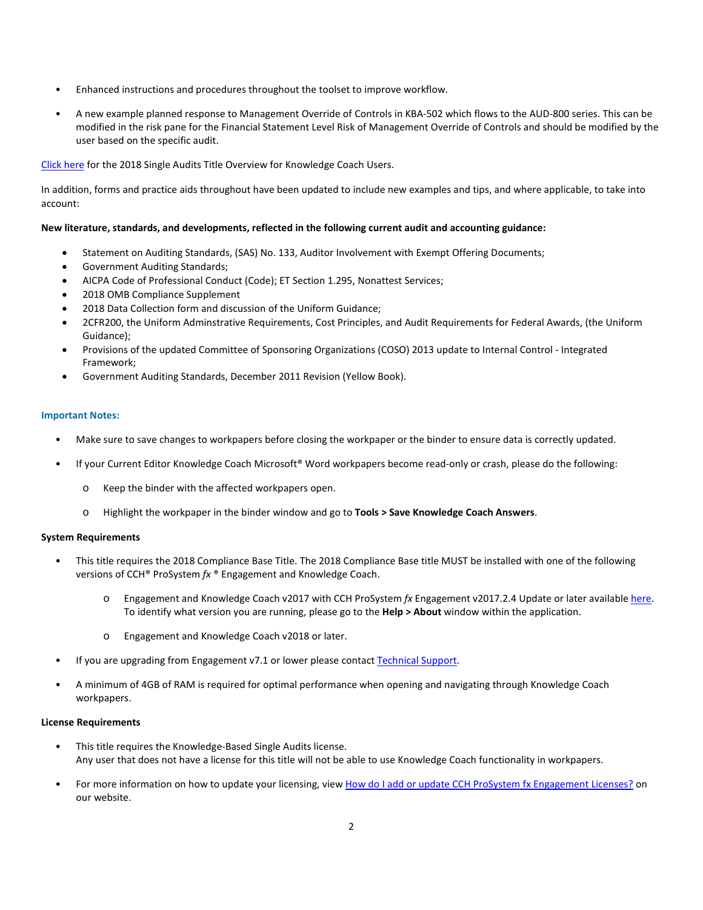- Enhanced instructions and procedures throughout the toolset to improve workflow.
- A new example planned response to Management Override of Controls in KBA-502 which flows to the AUD-800 series. This can be modified in the risk pane for the Financial Statement Level Risk of Management Override of Controls and should be modified by the user based on the specific audit.

Click here for the 2018 Single Audits Title Overview for Knowledge Coach Users.

In addition, forms and practice aids throughout have been updated to include new examples and tips, and where applicable, to take into account:

**New literature, standards, and developments, reflected in the following current audit and accounting guidance:**

- Statement on Auditing Standards, (SAS) No. 133, Auditor Involvement with Exempt Offering Documents;
- Government Auditing Standards;
- AICPA Code of Professional Conduct (Code); ET Section 1.295, Nonattest Services;
- 2018 OMB Compliance Supplement
- 2018 Data Collection form and discussion of the Uniform Guidance;
- 2CFR200, the Uniform Adminstrative Requirements, Cost Principles, and Audit Requirements for Federal Awards, (the Uniform Guidance);
- Provisions of the updated Committee of Sponsoring Organizations (COSO) 2013 update to Internal Control - Integrated Framework;
- Government Auditing Standards, December 2011 Revision (Yellow Book).

### Important Notes:

- Make sure to save changes to workpapers before closing the workpaper or the binder to ensure data is correctly updated.
- If your Current Editor Knowledge Coach Microsoft® Word workpapers become read-only or crash, please do the following:
    - Keep the binder with the affected workpapers open.
    - Highlight the workpaper in the binder window and go to **Tools > Save Knowledge Coach Answers**.

**System Requirements**

- This title requires the 2018 Compliance Base Title. The 2018 Compliance Base title MUST be installed with one of the following versions of CCH® ProSystem *fx* ® Engagement and Knowledge Coach.
    - Engagement and Knowledge Coach v2017 with CCH ProSystem *fx* Engagement v2017.2.4 Update or later available here. To identify what version you are running, please go to the **Help > About** window within the application.
    - Engagement and Knowledge Coach v2018 or later.
- If you are upgrading from Engagement v7.1 or lower please contact Technical Support.
- A minimum of 4GB of RAM is required for optimal performance when opening and navigating through Knowledge Coach workpapers.

**License Requirements**

- This title requires the Knowledge-Based Single Audits license.
  Any user that does not have a license for this title will not be able to use Knowledge Coach functionality in workpapers.
- For more information on how to update your licensing, view How do I add or update CCH ProSystem fx Engagement Licenses? on our website.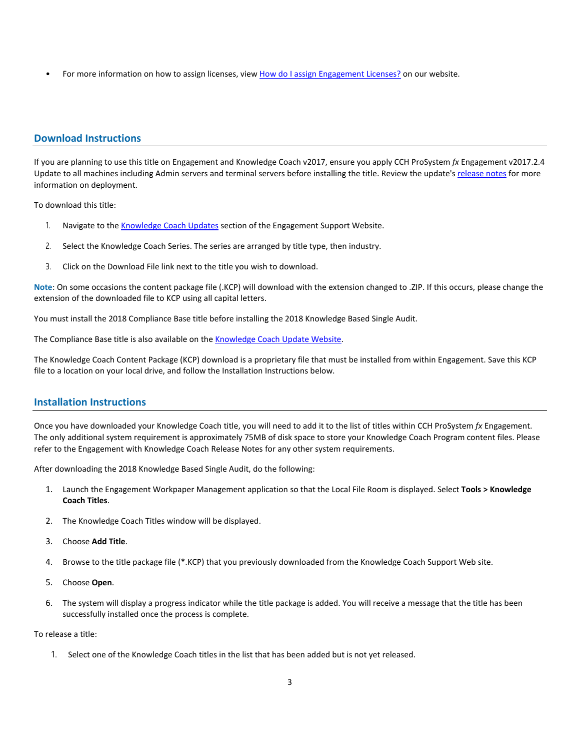- For more information on how to assign licenses, view [How do I assign Engagement Licenses?]() on our website.

## Download Instructions

If you are planning to use this title on Engagement and Knowledge Coach v2017, ensure you apply CCH ProSystem *fx* Engagement v2017.2.4 Update to all machines including Admin servers and terminal servers before installing the title. Review the update's [release notes]() for more information on deployment.

To download this title:

1. Navigate to the [Knowledge Coach Updates]() section of the Engagement Support Website.
2. Select the Knowledge Coach Series. The series are arranged by title type, then industry.
3. Click on the Download File link next to the title you wish to download.

**Note**: On some occasions the content package file (.KCP) will download with the extension changed to .ZIP. If this occurs, please change the extension of the downloaded file to KCP using all capital letters.

You must install the 2018 Compliance Base title before installing the 2018 Knowledge Based Single Audit.

The Compliance Base title is also available on the [Knowledge Coach Update Website]().

The Knowledge Coach Content Package (KCP) download is a proprietary file that must be installed from within Engagement. Save this KCP file to a location on your local drive, and follow the Installation Instructions below.

## Installation Instructions

Once you have downloaded your Knowledge Coach title, you will need to add it to the list of titles within CCH ProSystem *fx* Engagement. The only additional system requirement is approximately 75MB of disk space to store your Knowledge Coach Program content files. Please refer to the Engagement with Knowledge Coach Release Notes for any other system requirements.

After downloading the 2018 Knowledge Based Single Audit, do the following:

1. Launch the Engagement Workpaper Management application so that the Local File Room is displayed. Select **Tools > Knowledge Coach Titles**.
2. The Knowledge Coach Titles window will be displayed.
3. Choose **Add Title**.
4. Browse to the title package file (*.KCP) that you previously downloaded from the Knowledge Coach Support Web site.
5. Choose **Open**.
6. The system will display a progress indicator while the title package is added. You will receive a message that the title has been successfully installed once the process is complete.

To release a title:

1. Select one of the Knowledge Coach titles in the list that has been added but is not yet released.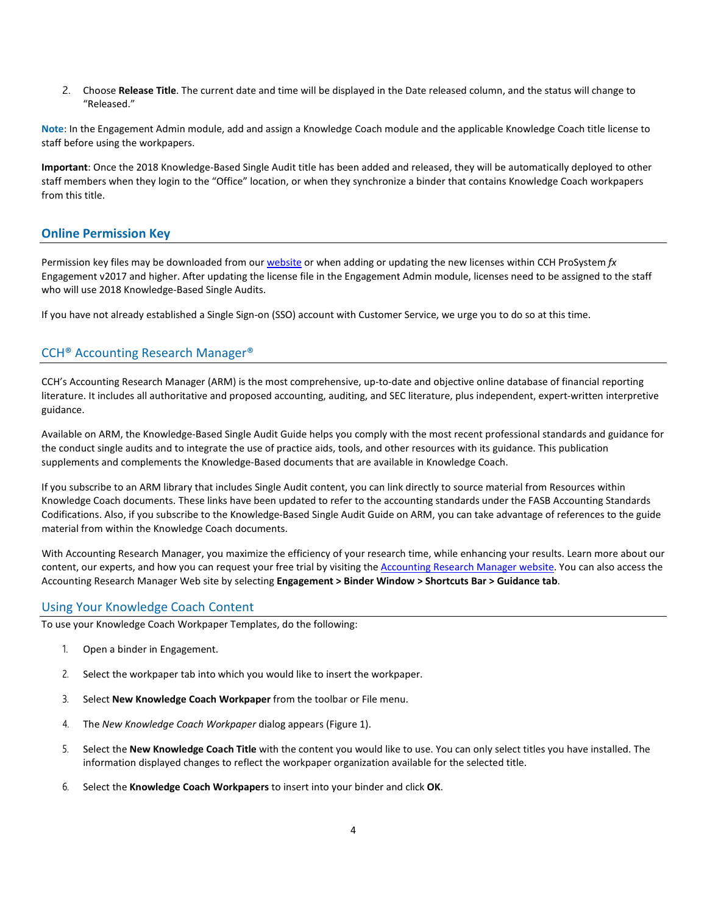2. Choose **Release Title**. The current date and time will be displayed in the Date released column, and the status will change to "Released."

**Note**: In the Engagement Admin module, add and assign a Knowledge Coach module and the applicable Knowledge Coach title license to staff before using the workpapers.

**Important**: Once the 2018 Knowledge-Based Single Audit title has been added and released, they will be automatically deployed to other staff members when they login to the "Office" location, or when they synchronize a binder that contains Knowledge Coach workpapers from this title.

## Online Permission Key

Permission key files may be downloaded from our website or when adding or updating the new licenses within CCH ProSystem *fx* Engagement v2017 and higher. After updating the license file in the Engagement Admin module, licenses need to be assigned to the staff who will use 2018 Knowledge-Based Single Audits.

If you have not already established a Single Sign-on (SSO) account with Customer Service, we urge you to do so at this time.

## CCH® Accounting Research Manager®

CCH's Accounting Research Manager (ARM) is the most comprehensive, up-to-date and objective online database of financial reporting literature. It includes all authoritative and proposed accounting, auditing, and SEC literature, plus independent, expert-written interpretive guidance.

Available on ARM, the Knowledge-Based Single Audit Guide helps you comply with the most recent professional standards and guidance for the conduct single audits and to integrate the use of practice aids, tools, and other resources with its guidance. This publication supplements and complements the Knowledge-Based documents that are available in Knowledge Coach.

If you subscribe to an ARM library that includes Single Audit content, you can link directly to source material from Resources within Knowledge Coach documents. These links have been updated to refer to the accounting standards under the FASB Accounting Standards Codifications. Also, if you subscribe to the Knowledge-Based Single Audit Guide on ARM, you can take advantage of references to the guide material from within the Knowledge Coach documents.

With Accounting Research Manager, you maximize the efficiency of your research time, while enhancing your results. Learn more about our content, our experts, and how you can request your free trial by visiting the Accounting Research Manager website. You can also access the Accounting Research Manager Web site by selecting **Engagement > Binder Window > Shortcuts Bar > Guidance tab**.

## Using Your Knowledge Coach Content

To use your Knowledge Coach Workpaper Templates, do the following:

1. Open a binder in Engagement.
2. Select the workpaper tab into which you would like to insert the workpaper.
3. Select **New Knowledge Coach Workpaper** from the toolbar or File menu.
4. The *New Knowledge Coach Workpaper* dialog appears (Figure 1).
5. Select the **New Knowledge Coach Title** with the content you would like to use. You can only select titles you have installed. The information displayed changes to reflect the workpaper organization available for the selected title.
6. Select the **Knowledge Coach Workpapers** to insert into your binder and click **OK**.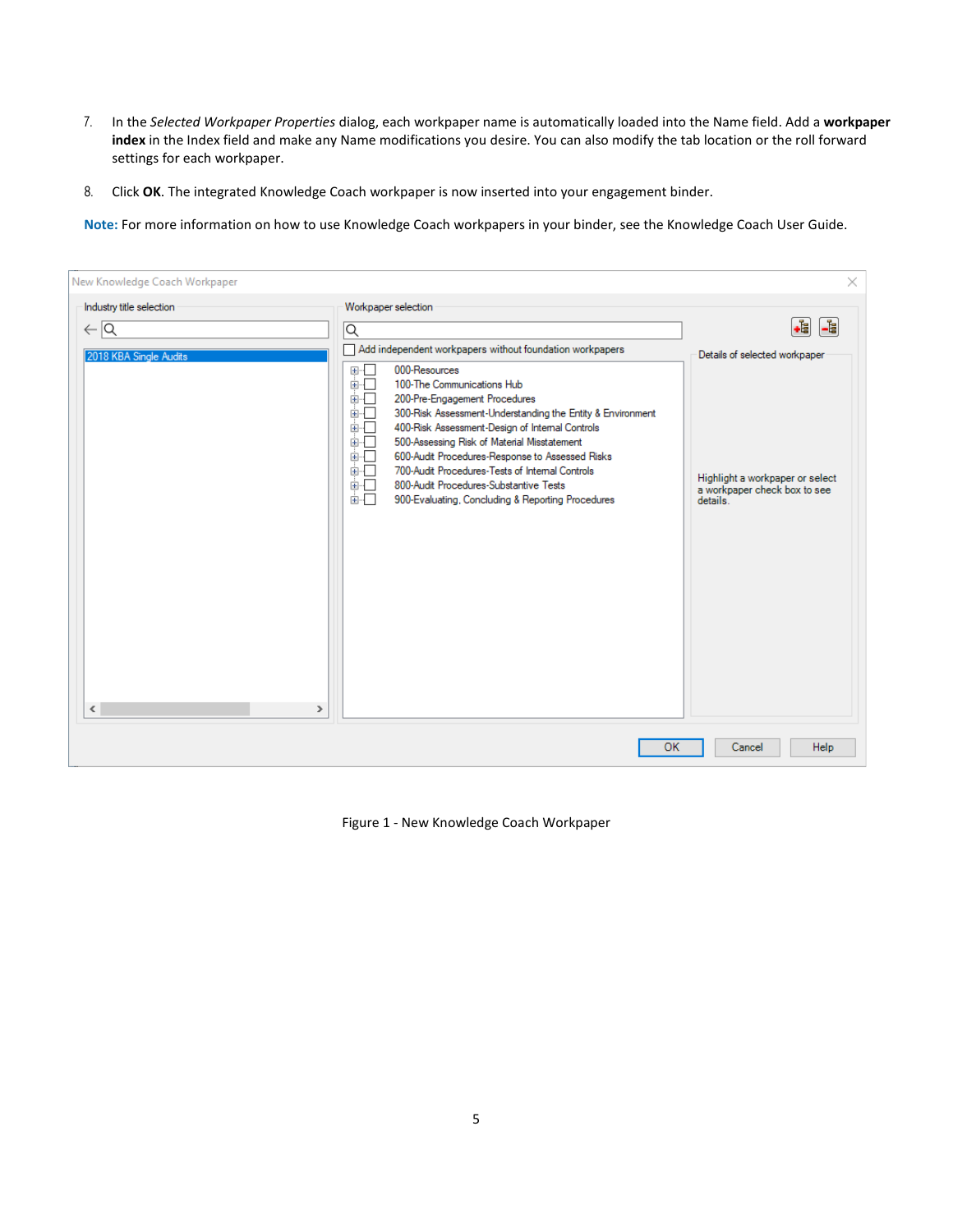7. In the *Selected Workpaper Properties* dialog, each workpaper name is automatically loaded into the Name field. Add a **workpaper index** in the Index field and make any Name modifications you desire. You can also modify the tab location or the roll forward settings for each workpaper.

8. Click **OK**. The integrated Knowledge Coach workpaper is now inserted into your engagement binder.

**Note:** For more information on how to use Knowledge Coach workpapers in your binder, see the Knowledge Coach User Guide.

Figure 1 - New Knowledge Coach Workpaper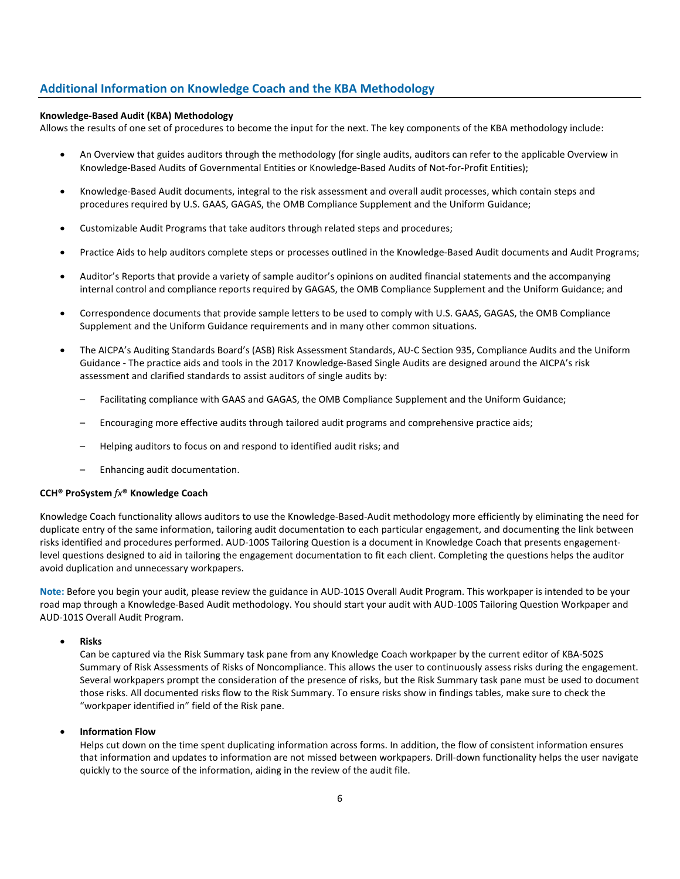## Additional Information on Knowledge Coach and the KBA Methodology

**Knowledge-Based Audit (KBA) Methodology**
Allows the results of one set of procedures to become the input for the next. The key components of the KBA methodology include:

- An Overview that guides auditors through the methodology (for single audits, auditors can refer to the applicable Overview in Knowledge-Based Audits of Governmental Entities or Knowledge-Based Audits of Not-for-Profit Entities);
- Knowledge-Based Audit documents, integral to the risk assessment and overall audit processes, which contain steps and procedures required by U.S. GAAS, GAGAS, the OMB Compliance Supplement and the Uniform Guidance;
- Customizable Audit Programs that take auditors through related steps and procedures;
- Practice Aids to help auditors complete steps or processes outlined in the Knowledge-Based Audit documents and Audit Programs;
- Auditor's Reports that provide a variety of sample auditor's opinions on audited financial statements and the accompanying internal control and compliance reports required by GAGAS, the OMB Compliance Supplement and the Uniform Guidance; and
- Correspondence documents that provide sample letters to be used to comply with U.S. GAAS, GAGAS, the OMB Compliance Supplement and the Uniform Guidance requirements and in many other common situations.
- The AICPA's Auditing Standards Board's (ASB) Risk Assessment Standards, AU-C Section 935, Compliance Audits and the Uniform Guidance - The practice aids and tools in the 2017 Knowledge-Based Single Audits are designed around the AICPA's risk assessment and clarified standards to assist auditors of single audits by:
  - Facilitating compliance with GAAS and GAGAS, the OMB Compliance Supplement and the Uniform Guidance;
  - Encouraging more effective audits through tailored audit programs and comprehensive practice aids;
  - Helping auditors to focus on and respond to identified audit risks; and
  - Enhancing audit documentation.

**CCH® ProSystem *fx*® Knowledge Coach**

Knowledge Coach functionality allows auditors to use the Knowledge-Based-Audit methodology more efficiently by eliminating the need for duplicate entry of the same information, tailoring audit documentation to each particular engagement, and documenting the link between risks identified and procedures performed. AUD-100S Tailoring Question is a document in Knowledge Coach that presents engagement-level questions designed to aid in tailoring the engagement documentation to fit each client. Completing the questions helps the auditor avoid duplication and unnecessary workpapers.

**Note:** Before you begin your audit, please review the guidance in AUD-101S Overall Audit Program. This workpaper is intended to be your road map through a Knowledge-Based Audit methodology. You should start your audit with AUD-100S Tailoring Question Workpaper and AUD-101S Overall Audit Program.

- **Risks**
  Can be captured via the Risk Summary task pane from any Knowledge Coach workpaper by the current editor of KBA-502S Summary of Risk Assessments of Risks of Noncompliance. This allows the user to continuously assess risks during the engagement. Several workpapers prompt the consideration of the presence of risks, but the Risk Summary task pane must be used to document those risks. All documented risks flow to the Risk Summary. To ensure risks show in findings tables, make sure to check the "workpaper identified in" field of the Risk pane.

- **Information Flow**
  Helps cut down on the time spent duplicating information across forms. In addition, the flow of consistent information ensures that information and updates to information are not missed between workpapers. Drill-down functionality helps the user navigate quickly to the source of the information, aiding in the review of the audit file.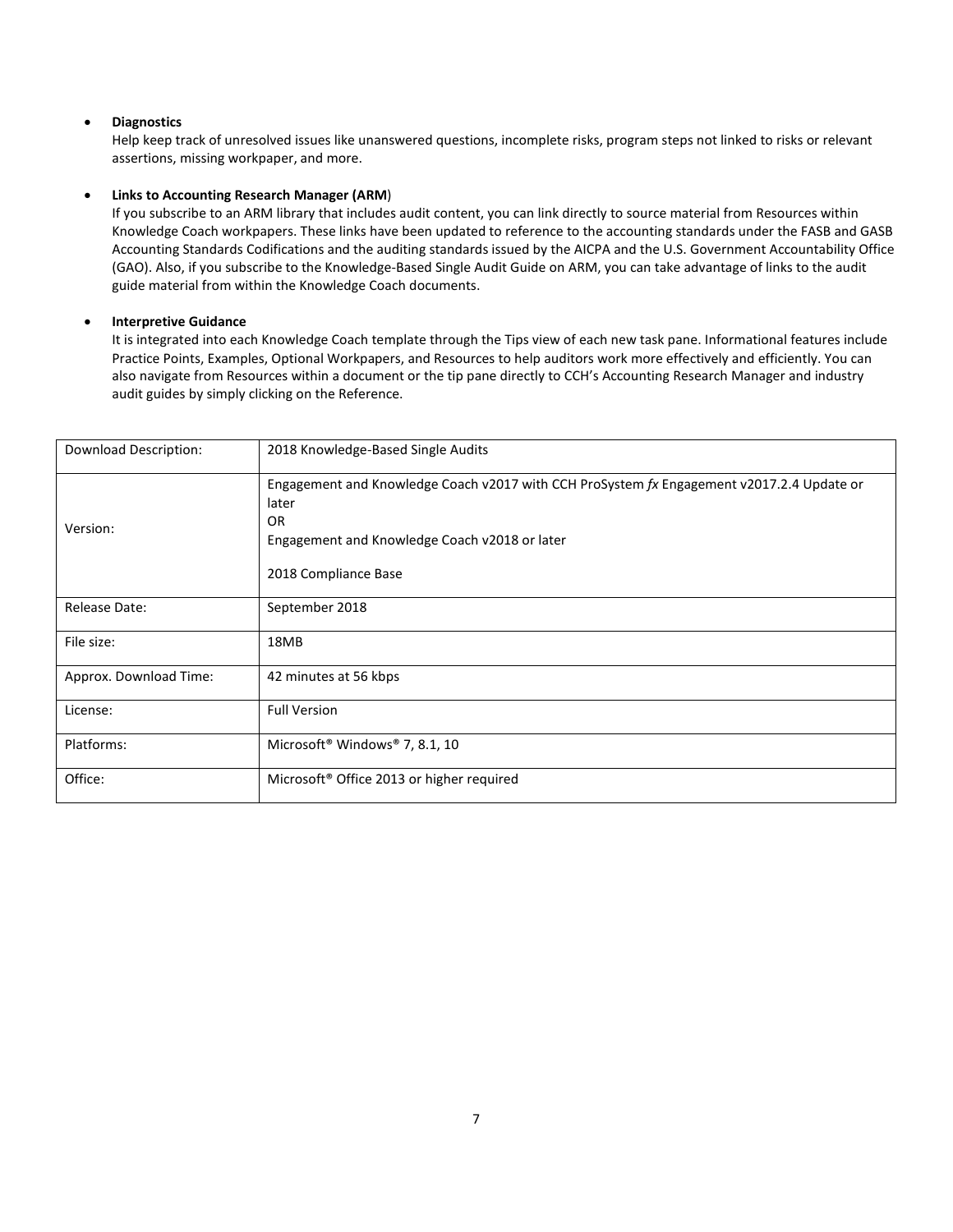- **Diagnostics**
  Help keep track of unresolved issues like unanswered questions, incomplete risks, program steps not linked to risks or relevant assertions, missing workpaper, and more.

- **Links to Accounting Research Manager (ARM**)
  If you subscribe to an ARM library that includes audit content, you can link directly to source material from Resources within Knowledge Coach workpapers. These links have been updated to reference to the accounting standards under the FASB and GASB Accounting Standards Codifications and the auditing standards issued by the AICPA and the U.S. Government Accountability Office (GAO). Also, if you subscribe to the Knowledge-Based Single Audit Guide on ARM, you can take advantage of links to the audit guide material from within the Knowledge Coach documents.

- **Interpretive Guidance**
  It is integrated into each Knowledge Coach template through the Tips view of each new task pane. Informational features include Practice Points, Examples, Optional Workpapers, and Resources to help auditors work more effectively and efficiently. You can also navigate from Resources within a document or the tip pane directly to CCH's Accounting Research Manager and industry audit guides by simply clicking on the Reference.

| | |
|---|---|
| Download Description: | 2018 Knowledge-Based Single Audits |
| Version: | Engagement and Knowledge Coach v2017 with CCH ProSystem *fx* Engagement v2017.2.4 Update or later<br>OR<br>Engagement and Knowledge Coach v2018 or later<br><br>2018 Compliance Base |
| Release Date: | September 2018 |
| File size: | 18MB |
| Approx. Download Time: | 42 minutes at 56 kbps |
| License: | Full Version |
| Platforms: | Microsoft® Windows® 7, 8.1, 10 |
| Office: | Microsoft® Office 2013 or higher required |